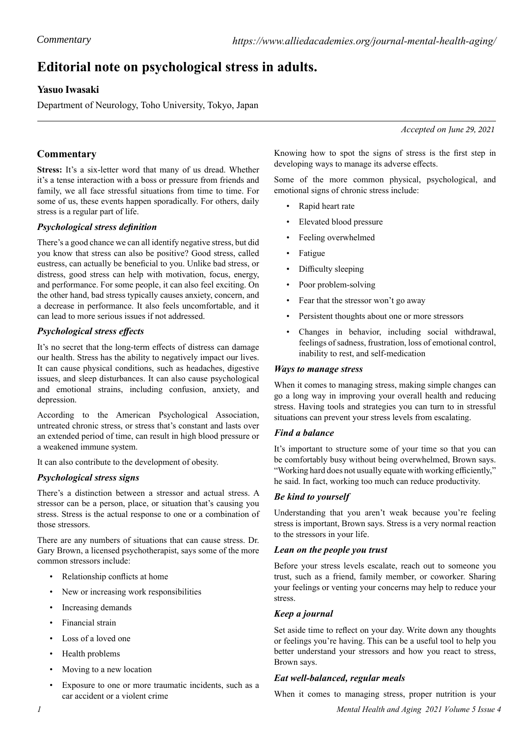Commentary

# Editorial note on psychological stress in adults.

**Yasuo Iwasaki**

Department of Neurology, Toho University, Tokyo, Japan

*Accepted on June 29, 2021*

## Commentary

**Stress:** It's a six-letter word that many of us dread. Whether it's a tense interaction with a boss or pressure from friends and family, we all face stressful situations from time to time. For some of us, these events happen sporadically. For others, daily stress is a regular part of life.

### *Psychological stress definition*

There's a good chance we can all identify negative stress, but did you know that stress can also be positive? Good stress, called eustress, can actually be beneficial to you. Unlike bad stress, or distress, good stress can help with motivation, focus, energy, and performance. For some people, it can also feel exciting. On the other hand, bad stress typically causes anxiety, concern, and a decrease in performance. It also feels uncomfortable, and it can lead to more serious issues if not addressed.

### *Psychological stress effects*

It's no secret that the long-term effects of distress can damage our health. Stress has the ability to negatively impact our lives. It can cause physical conditions, such as headaches, digestive issues, and sleep disturbances. It can also cause psychological and emotional strains, including confusion, anxiety, and depression.

According to the American Psychological Association, untreated chronic stress, or stress that's constant and lasts over an extended period of time, can result in high blood pressure or a weakened immune system.

It can also contribute to the development of obesity.

### *Psychological stress signs*

There's a distinction between a stressor and actual stress. A stressor can be a person, place, or situation that's causing you stress. Stress is the actual response to one or a combination of those stressors.

There are any numbers of situations that can cause stress. Dr. Gary Brown, a licensed psychotherapist, says some of the more common stressors include:

- Relationship conflicts at home
- New or increasing work responsibilities
- Increasing demands
- Financial strain
- Loss of a loved one
- Health problems
- Moving to a new location
- Exposure to one or more traumatic incidents, such as a car accident or a violent crime

Knowing how to spot the signs of stress is the first step in developing ways to manage its adverse effects.

Some of the more common physical, psychological, and emotional signs of chronic stress include:

- Rapid heart rate
- Elevated blood pressure
- Feeling overwhelmed
- Fatigue
- Difficulty sleeping
- Poor problem-solving
- Fear that the stressor won't go away
- Persistent thoughts about one or more stressors
- Changes in behavior, including social withdrawal, feelings of sadness, frustration, loss of emotional control, inability to rest, and self-medication

### *Ways to manage stress*

When it comes to managing stress, making simple changes can go a long way in improving your overall health and reducing stress. Having tools and strategies you can turn to in stressful situations can prevent your stress levels from escalating.

### *Find a balance*

It's important to structure some of your time so that you can be comfortably busy without being overwhelmed, Brown says. "Working hard does not usually equate with working efficiently," he said. In fact, working too much can reduce productivity.

### *Be kind to yourself*

Understanding that you aren't weak because you're feeling stress is important, Brown says. Stress is a very normal reaction to the stressors in your life.

### *Lean on the people you trust*

Before your stress levels escalate, reach out to someone you trust, such as a friend, family member, or coworker. Sharing your feelings or venting your concerns may help to reduce your stress.

### *Keep a journal*

Set aside time to reflect on your day. Write down any thoughts or feelings you're having. This can be a useful tool to help you better understand your stressors and how you react to stress, Brown says.

### *Eat well-balanced, regular meals*

When it comes to managing stress, proper nutrition is your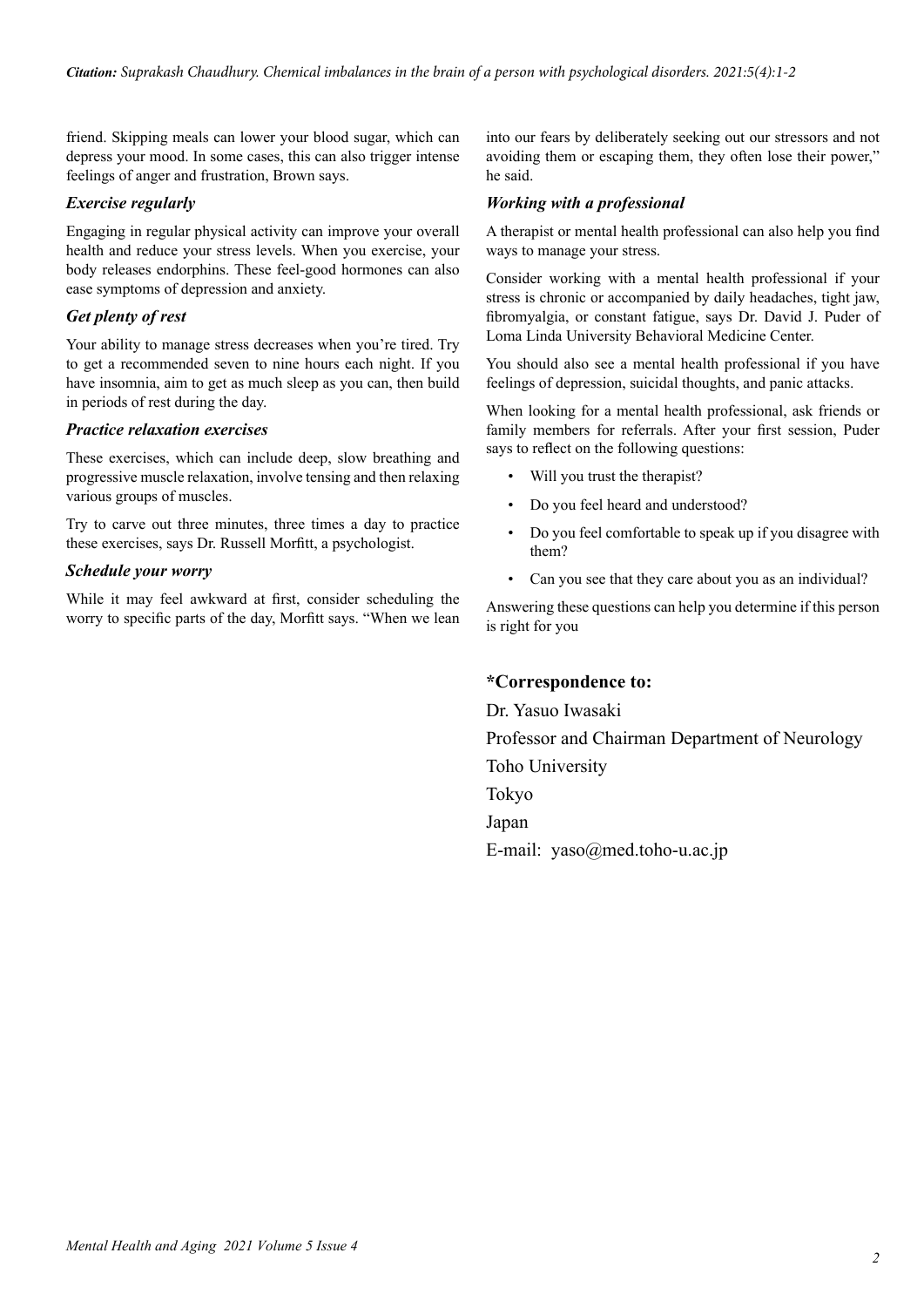friend. Skipping meals can lower your blood sugar, which can depress your mood. In some cases, this can also trigger intense feelings of anger and frustration, Brown says.

### *Exercise regularly*

Engaging in regular physical activity can improve your overall health and reduce your stress levels. When you exercise, your body releases endorphins. These feel-good hormones can also ease symptoms of depression and anxiety.

### *Get plenty of rest*

Your ability to manage stress decreases when you're tired. Try to get a recommended seven to nine hours each night. If you have insomnia, aim to get as much sleep as you can, then build in periods of rest during the day.

### *Practice relaxation exercises*

These exercises, which can include deep, slow breathing and progressive muscle relaxation, involve tensing and then relaxing various groups of muscles.

Try to carve out three minutes, three times a day to practice these exercises, says Dr. Russell Morfitt, a psychologist.

### *Schedule your worry*

While it may feel awkward at first, consider scheduling the worry to specific parts of the day, Morfitt says. "When we lean into our fears by deliberately seeking out our stressors and not avoiding them or escaping them, they often lose their power," he said.

### *Working with a professional*

A therapist or mental health professional can also help you find ways to manage your stress.

Consider working with a mental health professional if your stress is chronic or accompanied by daily headaches, tight jaw, fibromyalgia, or constant fatigue, says Dr. David J. Puder of Loma Linda University Behavioral Medicine Center.

You should also see a mental health professional if you have feelings of depression, suicidal thoughts, and panic attacks.

When looking for a mental health professional, ask friends or family members for referrals. After your first session, Puder says to reflect on the following questions:

- Will you trust the therapist?
- Do you feel heard and understood?
- Do you feel comfortable to speak up if you disagree with them?
- Can you see that they care about you as an individual?

Answering these questions can help you determine if this person is right for you

**\*Correspondence to:**

Dr. Yasuo Iwasaki

Professor and Chairman Department of Neurology

Toho University

Tokyo

Japan

E-mail: yaso@med.toho-u.ac.jp